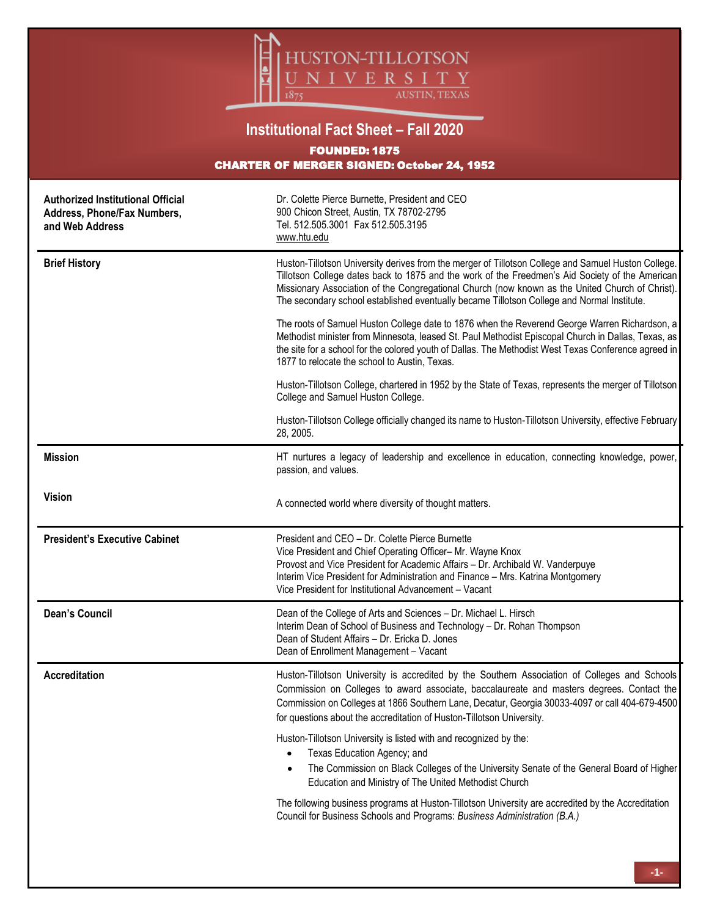# HUSTON-TILLOTSON UNIVERSITY

1875 AUSTIN, TEXAS

## Institutional Fact Sheet – Fall 2020

**FOUNDED: 1875**

**CHARTER OF MERGER SIGNED: October 24, 1952**

| | |
|---|---|
| **Authorized Institutional Official Address, Phone/Fax Numbers, and Web Address** | Dr. Colette Pierce Burnette, President and CEO<br>900 Chicon Street, Austin, TX 78702-2795<br>Tel. 512.505.3001 Fax 512.505.3195<br>www.htu.edu |
| **Brief History** | Huston-Tillotson University derives from the merger of Tillotson College and Samuel Huston College. Tillotson College dates back to 1875 and the work of the Freedmen's Aid Society of the American Missionary Association of the Congregational Church (now known as the United Church of Christ). The secondary school established eventually became Tillotson College and Normal Institute.<br><br>The roots of Samuel Huston College date to 1876 when the Reverend George Warren Richardson, a Methodist minister from Minnesota, leased St. Paul Methodist Episcopal Church in Dallas, Texas, as the site for a school for the colored youth of Dallas. The Methodist West Texas Conference agreed in 1877 to relocate the school to Austin, Texas.<br><br>Huston-Tillotson College, chartered in 1952 by the State of Texas, represents the merger of Tillotson College and Samuel Huston College.<br><br>Huston-Tillotson College officially changed its name to Huston-Tillotson University, effective February 28, 2005. |
| **Mission** | HT nurtures a legacy of leadership and excellence in education, connecting knowledge, power, passion, and values. |
| **Vision** | A connected world where diversity of thought matters. |
| **President's Executive Cabinet** | President and CEO – Dr. Colette Pierce Burnette<br>Vice President and Chief Operating Officer– Mr. Wayne Knox<br>Provost and Vice President for Academic Affairs – Dr. Archibald W. Vanderpuye<br>Interim Vice President for Administration and Finance – Mrs. Katrina Montgomery<br>Vice President for Institutional Advancement – Vacant |
| **Dean's Council** | Dean of the College of Arts and Sciences – Dr. Michael L. Hirsch<br>Interim Dean of School of Business and Technology – Dr. Rohan Thompson<br>Dean of Student Affairs – Dr. Ericka D. Jones<br>Dean of Enrollment Management – Vacant |
| **Accreditation** | Huston-Tillotson University is accredited by the Southern Association of Colleges and Schools Commission on Colleges to award associate, baccalaureate and masters degrees. Contact the Commission on Colleges at 1866 Southern Lane, Decatur, Georgia 30033-4097 or call 404-679-4500 for questions about the accreditation of Huston-Tillotson University.<br><br>Huston-Tillotson University is listed with and recognized by the:<br>• Texas Education Agency; and<br>• The Commission on Black Colleges of the University Senate of the General Board of Higher Education and Ministry of The United Methodist Church<br><br>The following business programs at Huston-Tillotson University are accredited by the Accreditation Council for Business Schools and Programs: *Business Administration (B.A.)* |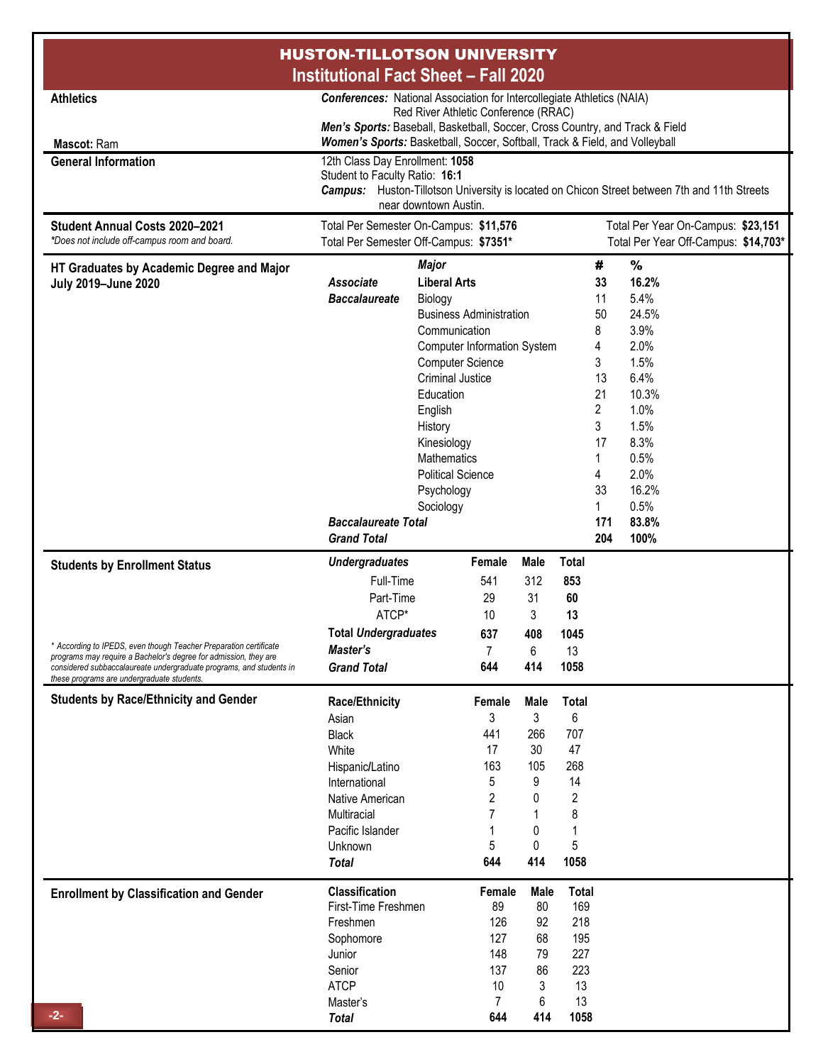# HUSTON-TILLOTSON UNIVERSITY

## Institutional Fact Sheet – Fall 2020

### Athletics

**Mascot:** Ram

***Conferences:*** National Association for Intercollegiate Athletics (NAIA)
Red River Athletic Conference (RRAC)

***Men's Sports:*** Baseball, Basketball, Soccer, Cross Country, and Track & Field

***Women's Sports:*** Basketball, Soccer, Softball, Track & Field, and Volleyball

### General Information

12th Class Day Enrollment: **1058**

Student to Faculty Ratio: **16:1**

***Campus:*** Huston-Tillotson University is located on Chicon Street between 7th and 11th Streets near downtown Austin.

### Student Annual Costs 2020–2021

*\*Does not include off-campus room and board.*

Total Per Semester On-Campus: **$11,576**

Total Per Semester Off-Campus: **$7351\***

Total Per Year On-Campus: **$23,151**

Total Per Year Off-Campus: **$14,703\***

### HT Graduates by Academic Degree and Major July 2019–June 2020

| | Major | # | % |
|---|---|---|---|
| ***Associate*** | **Liberal Arts** | **33** | **16.2%** |
| ***Baccalaureate*** | Biology | 11 | 5.4% |
| | Business Administration | 50 | 24.5% |
| | Communication | 8 | 3.9% |
| | Computer Information System | 4 | 2.0% |
| | Computer Science | 3 | 1.5% |
| | Criminal Justice | 13 | 6.4% |
| | Education | 21 | 10.3% |
| | English | 2 | 1.0% |
| | History | 3 | 1.5% |
| | Kinesiology | 17 | 8.3% |
| | Mathematics | 1 | 0.5% |
| | Political Science | 4 | 2.0% |
| | Psychology | 33 | 16.2% |
| | Sociology | 1 | 0.5% |
| ***Baccalaureate Total*** | | **171** | **83.8%** |
| ***Grand Total*** | | **204** | **100%** |

### Students by Enrollment Status

| ***Undergraduates*** | Female | Male | Total |
|---|---|---|---|
| Full-Time | 541 | 312 | **853** |
| Part-Time | 29 | 31 | **60** |
| ATCP* | 10 | 3 | **13** |
| **Total *Undergraduates*** | **637** | **408** | **1045** |
| ***Master's*** | 7 | 6 | 13 |
| ***Grand Total*** | **644** | **414** | **1058** |

*\* According to IPEDS, even though Teacher Preparation certificate programs may require a Bachelor's degree for admission, they are considered subbaccalaureate undergraduate programs, and students in these programs are undergraduate students.*

### Students by Race/Ethnicity and Gender

| Race/Ethnicity | Female | Male | Total |
|---|---|---|---|
| Asian | 3 | 3 | 6 |
| Black | 441 | 266 | 707 |
| White | 17 | 30 | 47 |
| Hispanic/Latino | 163 | 105 | 268 |
| International | 5 | 9 | 14 |
| Native American | 2 | 0 | 2 |
| Multiracial | 7 | 1 | 8 |
| Pacific Islander | 1 | 0 | 1 |
| Unknown | 5 | 0 | 5 |
| ***Total*** | **644** | **414** | **1058** |

### Enrollment by Classification and Gender

| Classification | Female | Male | Total |
|---|---|---|---|
| First-Time Freshmen | 89 | 80 | 169 |
| Freshmen | 126 | 92 | 218 |
| Sophomore | 127 | 68 | 195 |
| Junior | 148 | 79 | 227 |
| Senior | 137 | 86 | 223 |
| ATCP | 10 | 3 | 13 |
| Master's | 7 | 6 | 13 |
| ***Total*** | **644** | **414** | **1058** |